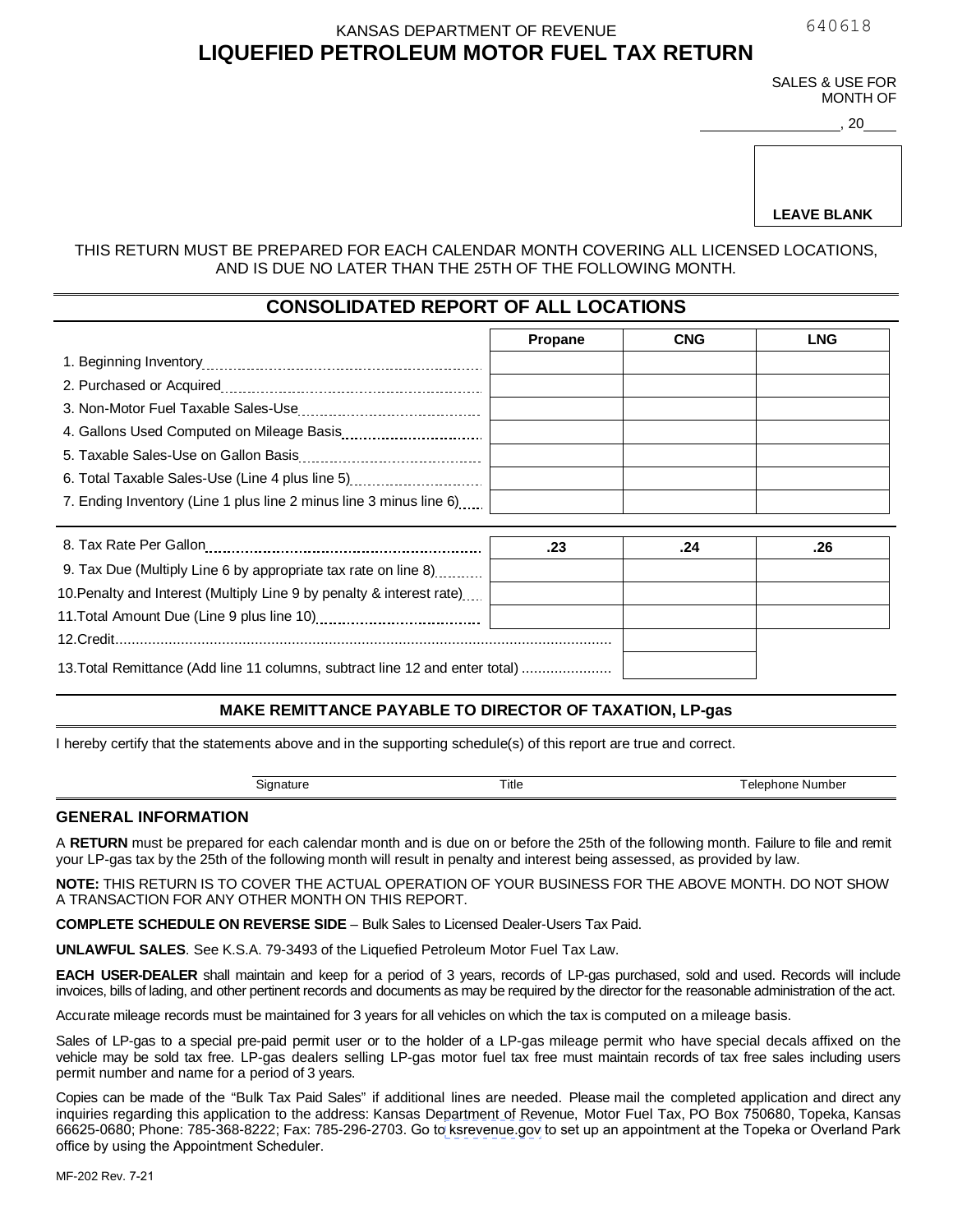640618

KANSAS DEPARTMENT OF REVENUE

# LIQUEFIED PETROLEUM MOTOR FUEL TAX RETURN

SALES & USE FOR MONTH OF

_______________, 20____

LEAVE BLANK

THIS RETURN MUST BE PREPARED FOR EACH CALENDAR MONTH COVERING ALL LICENSED LOCATIONS, AND IS DUE NO LATER THAN THE 25TH OF THE FOLLOWING MONTH.

## CONSOLIDATED REPORT OF ALL LOCATIONS

| | Propane | CNG | LNG |
|---|---|---|---|
| 1. Beginning Inventory | | | |
| 2. Purchased or Acquired | | | |
| 3. Non-Motor Fuel Taxable Sales-Use | | | |
| 4. Gallons Used Computed on Mileage Basis | | | |
| 5. Taxable Sales-Use on Gallon Basis | | | |
| 6. Total Taxable Sales-Use (Line 4 plus line 5) | | | |
| 7. Ending Inventory (Line 1 plus line 2 minus line 3 minus line 6) | | | |
| 8. Tax Rate Per Gallon | .23 | .24 | .26 |
| 9. Tax Due (Multiply Line 6 by appropriate tax rate on line 8) | | | |
| 10. Penalty and Interest (Multiply Line 9 by penalty & interest rate) | | | |
| 11. Total Amount Due (Line 9 plus line 10) | | | |
| 12. Credit | | | |
| 13. Total Remittance (Add line 11 columns, subtract line 12 and enter total) | | | |

**MAKE REMITTANCE PAYABLE TO DIRECTOR OF TAXATION, LP-gas**

I hereby certify that the statements above and in the supporting schedule(s) of this report are true and correct.

| Signature | Title | Telephone Number |
|---|---|---|
| | | |

### GENERAL INFORMATION

A **RETURN** must be prepared for each calendar month and is due on or before the 25th of the following month. Failure to file and remit your LP-gas tax by the 25th of the following month will result in penalty and interest being assessed, as provided by law.

**NOTE:** THIS RETURN IS TO COVER THE ACTUAL OPERATION OF YOUR BUSINESS FOR THE ABOVE MONTH. DO NOT SHOW A TRANSACTION FOR ANY OTHER MONTH ON THIS REPORT.

**COMPLETE SCHEDULE ON REVERSE SIDE** – Bulk Sales to Licensed Dealer-Users Tax Paid.

**UNLAWFUL SALES**. See K.S.A. 79-3493 of the Liquefied Petroleum Motor Fuel Tax Law.

**EACH USER-DEALER** shall maintain and keep for a period of 3 years, records of LP-gas purchased, sold and used. Records will include invoices, bills of lading, and other pertinent records and documents as may be required by the director for the reasonable administration of the act.

Accurate mileage records must be maintained for 3 years for all vehicles on which the tax is computed on a mileage basis.

Sales of LP-gas to a special pre-paid permit user or to the holder of a LP-gas mileage permit who have special decals affixed on the vehicle may be sold tax free. LP-gas dealers selling LP-gas motor fuel tax free must maintain records of tax free sales including users permit number and name for a period of 3 years.

Copies can be made of the "Bulk Tax Paid Sales" if additional lines are needed. Please mail the completed application and direct any inquiries regarding this application to the address: Kansas Department of Revenue, Motor Fuel Tax, PO Box 750680, Topeka, Kansas 66625-0680; Phone: 785-368-8222; Fax: 785-296-2703. Go to ksrevenue.gov to set up an appointment at the Topeka or Overland Park office by using the Appointment Scheduler.

MF-202 Rev. 7-21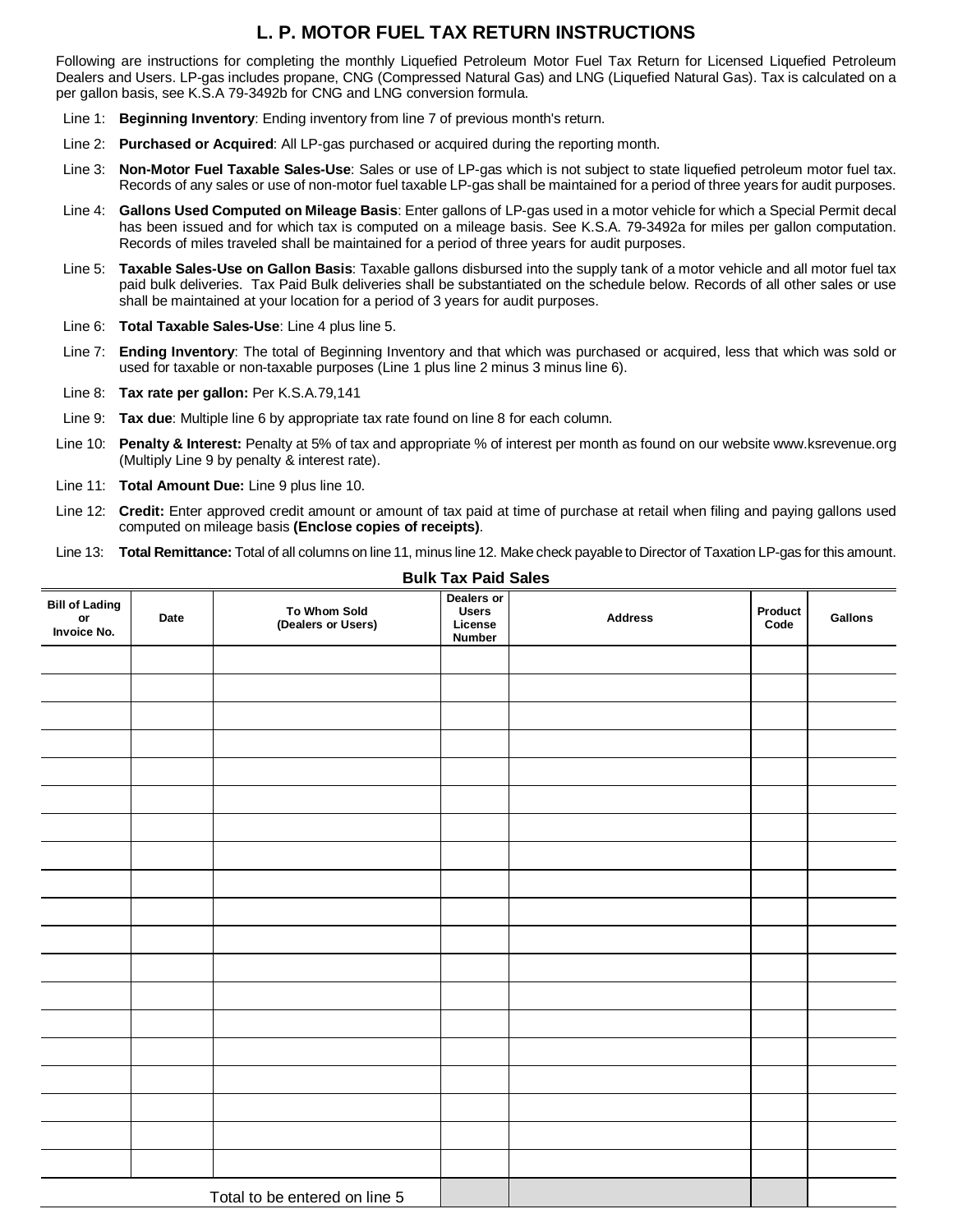# L. P. MOTOR FUEL TAX RETURN INSTRUCTIONS

Following are instructions for completing the monthly Liquefied Petroleum Motor Fuel Tax Return for Licensed Liquefied Petroleum Dealers and Users. LP-gas includes propane, CNG (Compressed Natural Gas) and LNG (Liquefied Natural Gas). Tax is calculated on a per gallon basis, see K.S.A 79-3492b for CNG and LNG conversion formula.

Line 1: **Beginning Inventory**: Ending inventory from line 7 of previous month's return.

Line 2: **Purchased or Acquired**: All LP-gas purchased or acquired during the reporting month.

Line 3: **Non-Motor Fuel Taxable Sales-Use**: Sales or use of LP-gas which is not subject to state liquefied petroleum motor fuel tax. Records of any sales or use of non-motor fuel taxable LP-gas shall be maintained for a period of three years for audit purposes.

Line 4: **Gallons Used Computed on Mileage Basis**: Enter gallons of LP-gas used in a motor vehicle for which a Special Permit decal has been issued and for which tax is computed on a mileage basis. See K.S.A. 79-3492a for miles per gallon computation. Records of miles traveled shall be maintained for a period of three years for audit purposes.

Line 5: **Taxable Sales-Use on Gallon Basis**: Taxable gallons disbursed into the supply tank of a motor vehicle and all motor fuel tax paid bulk deliveries. Tax Paid Bulk deliveries shall be substantiated on the schedule below. Records of all other sales or use shall be maintained at your location for a period of 3 years for audit purposes.

Line 6: **Total Taxable Sales-Use**: Line 4 plus line 5.

Line 7: **Ending Inventory**: The total of Beginning Inventory and that which was purchased or acquired, less that which was sold or used for taxable or non-taxable purposes (Line 1 plus line 2 minus 3 minus line 6).

Line 8: **Tax rate per gallon:** Per K.S.A.79,141

Line 9: **Tax due**: Multiple line 6 by appropriate tax rate found on line 8 for each column.

Line 10: **Penalty & Interest:** Penalty at 5% of tax and appropriate % of interest per month as found on our website www.ksrevenue.org (Multiply Line 9 by penalty & interest rate).

Line 11: **Total Amount Due:** Line 9 plus line 10.

Line 12: **Credit:** Enter approved credit amount or amount of tax paid at time of purchase at retail when filing and paying gallons used computed on mileage basis **(Enclose copies of receipts)**.

Line 13: **Total Remittance:** Total of all columns on line 11, minus line 12. Make check payable to Director of Taxation LP-gas for this amount.

## Bulk Tax Paid Sales

| Bill of Lading or Invoice No. | Date | To Whom Sold (Dealers or Users) | Dealers or Users License Number | Address | Product Code | Gallons |
|---|---|---|---|---|---|---|
| | | | | | | |
| | | | | | | |
| | | | | | | |
| | | | | | | |
| | | | | | | |
| | | | | | | |
| | | | | | | |
| | | | | | | |
| | | | | | | |
| | | | | | | |
| | | | | | | |
| | | | | | | |
| | | | | | | |
| | | | | | | |
| | | | | | | |
| | | | | | | |
| | | | | | | |
| | | | | | | |
| | | | | | | |
| Total to be entered on line 5 | | | | | | |